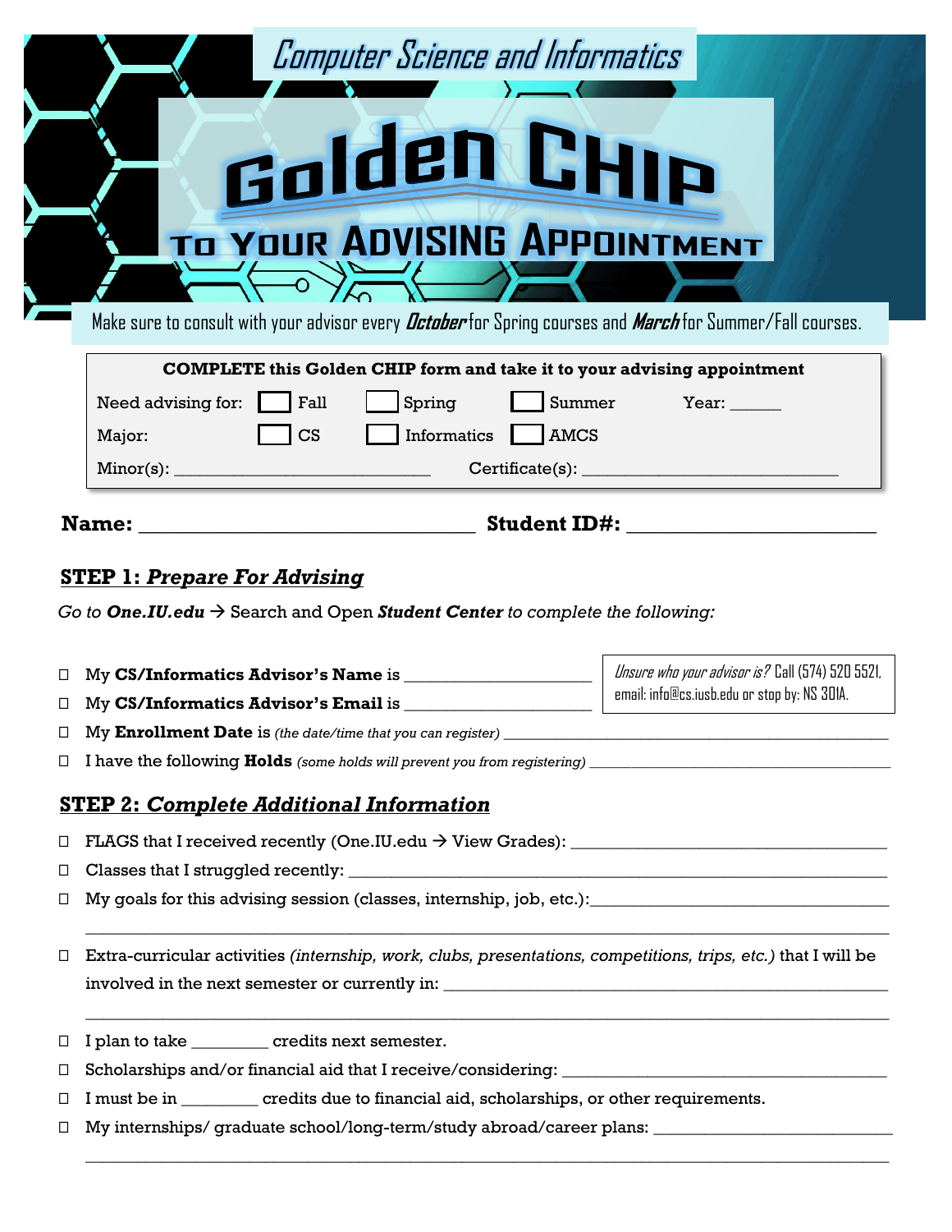# Computer Science and Informatics

# Golden CHIP

## To Your Advising Appointment

Make sure to consult with your advisor every ***October*** for Spring courses and ***March*** for Summer/Fall courses.

**COMPLETE this Golden CHIP form and take it to your advising appointment**

Need advising for: ☐ Fall ☐ Spring ☐ Summer Year: ______

Major: ☐ CS ☐ Informatics ☐ AMCS

Minor(s): ____________________________ Certificate(s): ____________________________

**Name:** ______________________________ **Student ID#:** ______________________

## STEP 1: *Prepare For Advising*

*Go to* ***One.IU.edu*** → Search and Open ***Student Center*** *to complete the following:*

*Unsure who your advisor is?* Call (574) 520 5521, email: info@cs.iusb.edu or stop by: NS 301A.

- ☐ My **CS/Informatics Advisor's Name** is ____________________
- ☐ My **CS/Informatics Advisor's Email** is ____________________
- ☐ My **Enrollment Date** is *(the date/time that you can register)* ____________________________________________
- ☐ I have the following **Holds** *(some holds will prevent you from registering)* ____________________________________

## STEP 2: *Complete Additional Information*

- ☐ FLAGS that I received recently (One.IU.edu → View Grades): ________________________________
- ☐ Classes that I struggled recently: ____________________________________________________________
- ☐ My goals for this advising session (classes, internship, job, etc.):________________________________

  ______________________________________________________________________________________
- ☐ Extra-curricular activities *(internship, work, clubs, presentations, competitions, trips, etc.)* that I will be involved in the next semester or currently in: ______________________________________________

  ______________________________________________________________________________________
- ☐ I plan to take ________ credits next semester.
- ☐ Scholarships and/or financial aid that I receive/considering: __________________________________
- ☐ I must be in ________ credits due to financial aid, scholarships, or other requirements.
- ☐ My internships/ graduate school/long-term/study abroad/career plans: _________________________

  ______________________________________________________________________________________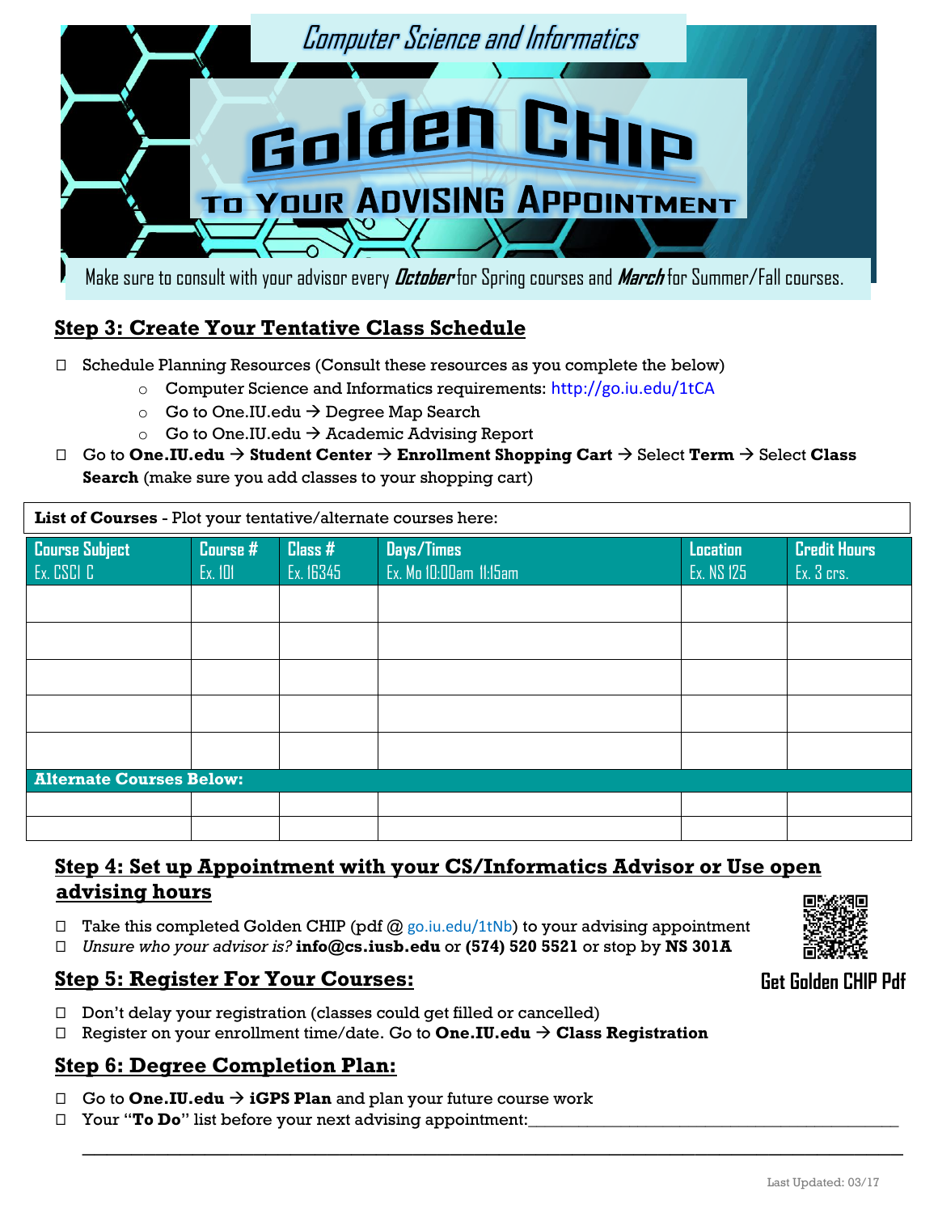Computer Science and Informatics

# Golden CHIP

## To Your Advising Appointment

Make sure to consult with your advisor every ***October*** for Spring courses and ***March*** for Summer/Fall courses.

## Step 3: Create Your Tentative Class Schedule

- ☐ Schedule Planning Resources (Consult these resources as you complete the below)
  - Computer Science and Informatics requirements: http://go.iu.edu/1tCA
  - Go to One.IU.edu → Degree Map Search
  - Go to One.IU.edu → Academic Advising Report
- ☐ Go to **One.IU.edu** → **Student Center** → **Enrollment Shopping Cart** → Select **Term** → Select **Class Search** (make sure you add classes to your shopping cart)

**List of Courses** - Plot your tentative/alternate courses here:

| Course Subject Ex. CSCI C | Course # Ex. 101 | Class # Ex. 16345 | Days/Times Ex. Mo 10:00am 11:15am | Location Ex. NS 125 | Credit Hours Ex. 3 crs. |
|---|---|---|---|---|---|
| | | | | | |
| | | | | | |
| | | | | | |
| | | | | | |
| | | | | | |
| **Alternate Courses Below:** | | | | | |
| | | | | | |
| | | | | | |

## Step 4: Set up Appointment with your CS/Informatics Advisor or Use open advising hours

- ☐ Take this completed Golden CHIP (pdf @ go.iu.edu/1tNb) to your advising appointment
- ☐ *Unsure who your advisor is?* **info@cs.iusb.edu** or **(574) 520 5521** or stop by **NS 301A**

Get Golden CHIP Pdf

## Step 5: Register For Your Courses:

- ☐ Don't delay your registration (classes could get filled or cancelled)
- ☐ Register on your enrollment time/date. Go to **One.IU.edu** → **Class Registration**

## Step 6: Degree Completion Plan:

- ☐ Go to **One.IU.edu** → **iGPS Plan** and plan your future course work
- ☐ Your "**To Do**" list before your next advising appointment:\_\_\_\_\_\_\_\_\_\_\_\_\_\_\_\_\_\_\_\_\_\_\_\_\_\_\_\_\_\_\_\_\_\_\_\_\_\_\_\_

\_\_\_\_\_\_\_\_\_\_\_\_\_\_\_\_\_\_\_\_\_\_\_\_\_\_\_\_\_\_\_\_\_\_\_\_\_\_\_\_\_\_\_\_\_\_\_\_\_\_\_\_\_\_\_\_\_\_\_\_\_\_\_\_\_\_\_\_\_\_\_\_\_\_\_\_

Last Updated: 03/17